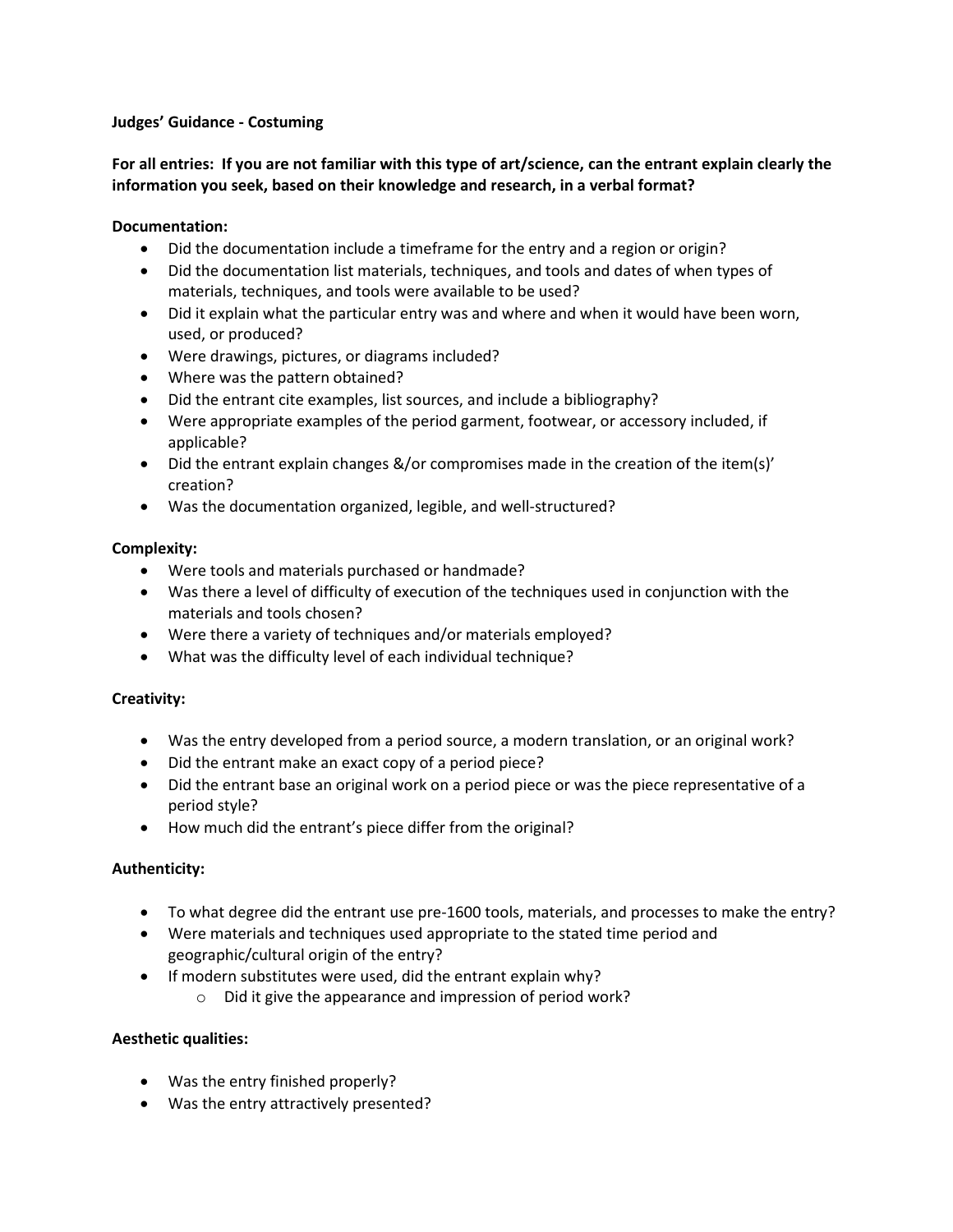**Judges' Guidance - Costuming**

**For all entries: If you are not familiar with this type of art/science, can the entrant explain clearly the information you seek, based on their knowledge and research, in a verbal format?**

**Documentation:**

- Did the documentation include a timeframe for the entry and a region or origin?
- Did the documentation list materials, techniques, and tools and dates of when types of materials, techniques, and tools were available to be used?
- Did it explain what the particular entry was and where and when it would have been worn, used, or produced?
- Were drawings, pictures, or diagrams included?
- Where was the pattern obtained?
- Did the entrant cite examples, list sources, and include a bibliography?
- Were appropriate examples of the period garment, footwear, or accessory included, if applicable?
- Did the entrant explain changes &/or compromises made in the creation of the item(s)' creation?
- Was the documentation organized, legible, and well-structured?

**Complexity:**

- Were tools and materials purchased or handmade?
- Was there a level of difficulty of execution of the techniques used in conjunction with the materials and tools chosen?
- Were there a variety of techniques and/or materials employed?
- What was the difficulty level of each individual technique?

**Creativity:**

- Was the entry developed from a period source, a modern translation, or an original work?
- Did the entrant make an exact copy of a period piece?
- Did the entrant base an original work on a period piece or was the piece representative of a period style?
- How much did the entrant's piece differ from the original?

**Authenticity:**

- To what degree did the entrant use pre-1600 tools, materials, and processes to make the entry?
- Were materials and techniques used appropriate to the stated time period and geographic/cultural origin of the entry?
- If modern substitutes were used, did the entrant explain why?
  - Did it give the appearance and impression of period work?

**Aesthetic qualities:**

- Was the entry finished properly?
- Was the entry attractively presented?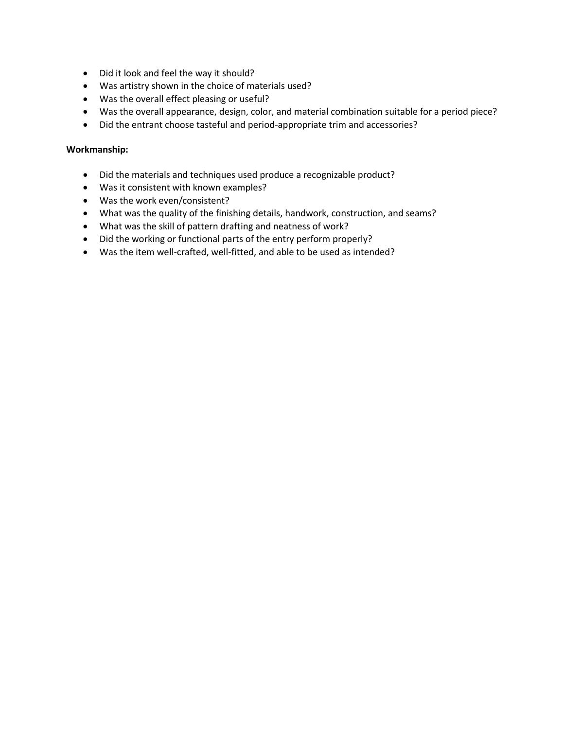- Did it look and feel the way it should?
- Was artistry shown in the choice of materials used?
- Was the overall effect pleasing or useful?
- Was the overall appearance, design, color, and material combination suitable for a period piece?
- Did the entrant choose tasteful and period-appropriate trim and accessories?

**Workmanship:**

- Did the materials and techniques used produce a recognizable product?
- Was it consistent with known examples?
- Was the work even/consistent?
- What was the quality of the finishing details, handwork, construction, and seams?
- What was the skill of pattern drafting and neatness of work?
- Did the working or functional parts of the entry perform properly?
- Was the item well-crafted, well-fitted, and able to be used as intended?